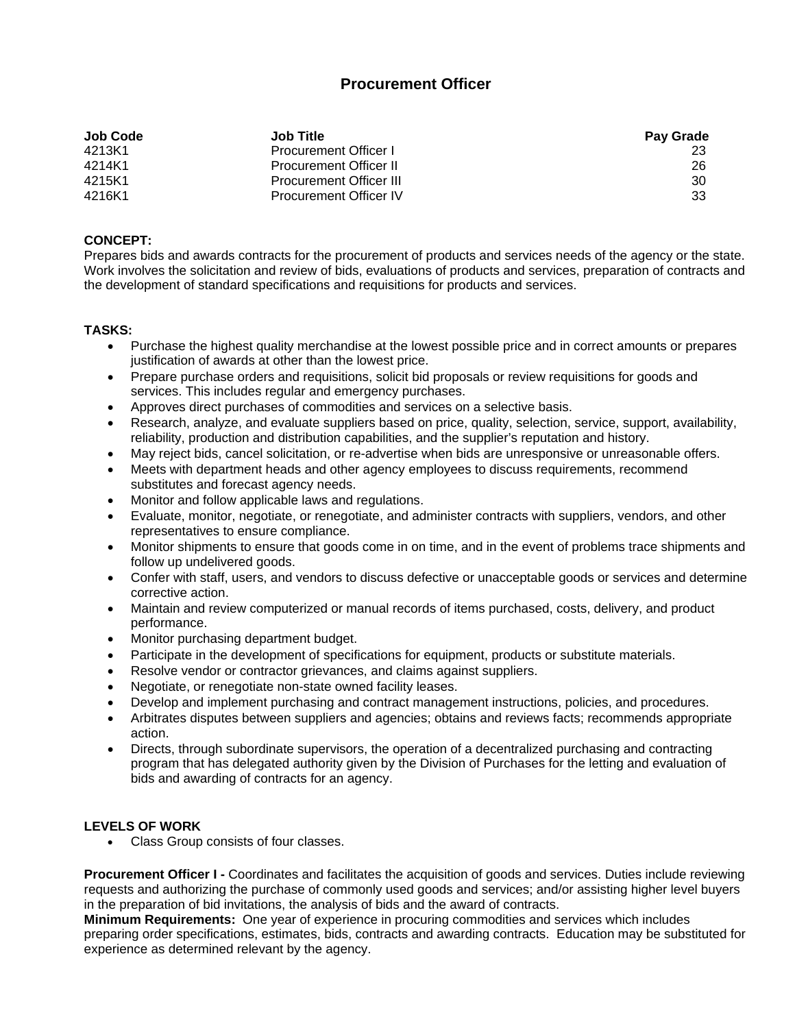# Procurement Officer

| Job Code | Job Title | Pay Grade |
| --- | --- | --- |
| 4213K1 | Procurement Officer I | 23 |
| 4214K1 | Procurement Officer II | 26 |
| 4215K1 | Procurement Officer III | 30 |
| 4216K1 | Procurement Officer IV | 33 |

**CONCEPT:**
Prepares bids and awards contracts for the procurement of products and services needs of the agency or the state. Work involves the solicitation and review of bids, evaluations of products and services, preparation of contracts and the development of standard specifications and requisitions for products and services.

**TASKS:**

- Purchase the highest quality merchandise at the lowest possible price and in correct amounts or prepares justification of awards at other than the lowest price.
- Prepare purchase orders and requisitions, solicit bid proposals or review requisitions for goods and services. This includes regular and emergency purchases.
- Approves direct purchases of commodities and services on a selective basis.
- Research, analyze, and evaluate suppliers based on price, quality, selection, service, support, availability, reliability, production and distribution capabilities, and the supplier's reputation and history.
- May reject bids, cancel solicitation, or re-advertise when bids are unresponsive or unreasonable offers.
- Meets with department heads and other agency employees to discuss requirements, recommend substitutes and forecast agency needs.
- Monitor and follow applicable laws and regulations.
- Evaluate, monitor, negotiate, or renegotiate, and administer contracts with suppliers, vendors, and other representatives to ensure compliance.
- Monitor shipments to ensure that goods come in on time, and in the event of problems trace shipments and follow up undelivered goods.
- Confer with staff, users, and vendors to discuss defective or unacceptable goods or services and determine corrective action.
- Maintain and review computerized or manual records of items purchased, costs, delivery, and product performance.
- Monitor purchasing department budget.
- Participate in the development of specifications for equipment, products or substitute materials.
- Resolve vendor or contractor grievances, and claims against suppliers.
- Negotiate, or renegotiate non-state owned facility leases.
- Develop and implement purchasing and contract management instructions, policies, and procedures.
- Arbitrates disputes between suppliers and agencies; obtains and reviews facts; recommends appropriate action.
- Directs, through subordinate supervisors, the operation of a decentralized purchasing and contracting program that has delegated authority given by the Division of Purchases for the letting and evaluation of bids and awarding of contracts for an agency.

**LEVELS OF WORK**

- Class Group consists of four classes.

**Procurement Officer I -** Coordinates and facilitates the acquisition of goods and services. Duties include reviewing requests and authorizing the purchase of commonly used goods and services; and/or assisting higher level buyers in the preparation of bid invitations, the analysis of bids and the award of contracts.
**Minimum Requirements:** One year of experience in procuring commodities and services which includes preparing order specifications, estimates, bids, contracts and awarding contracts. Education may be substituted for experience as determined relevant by the agency.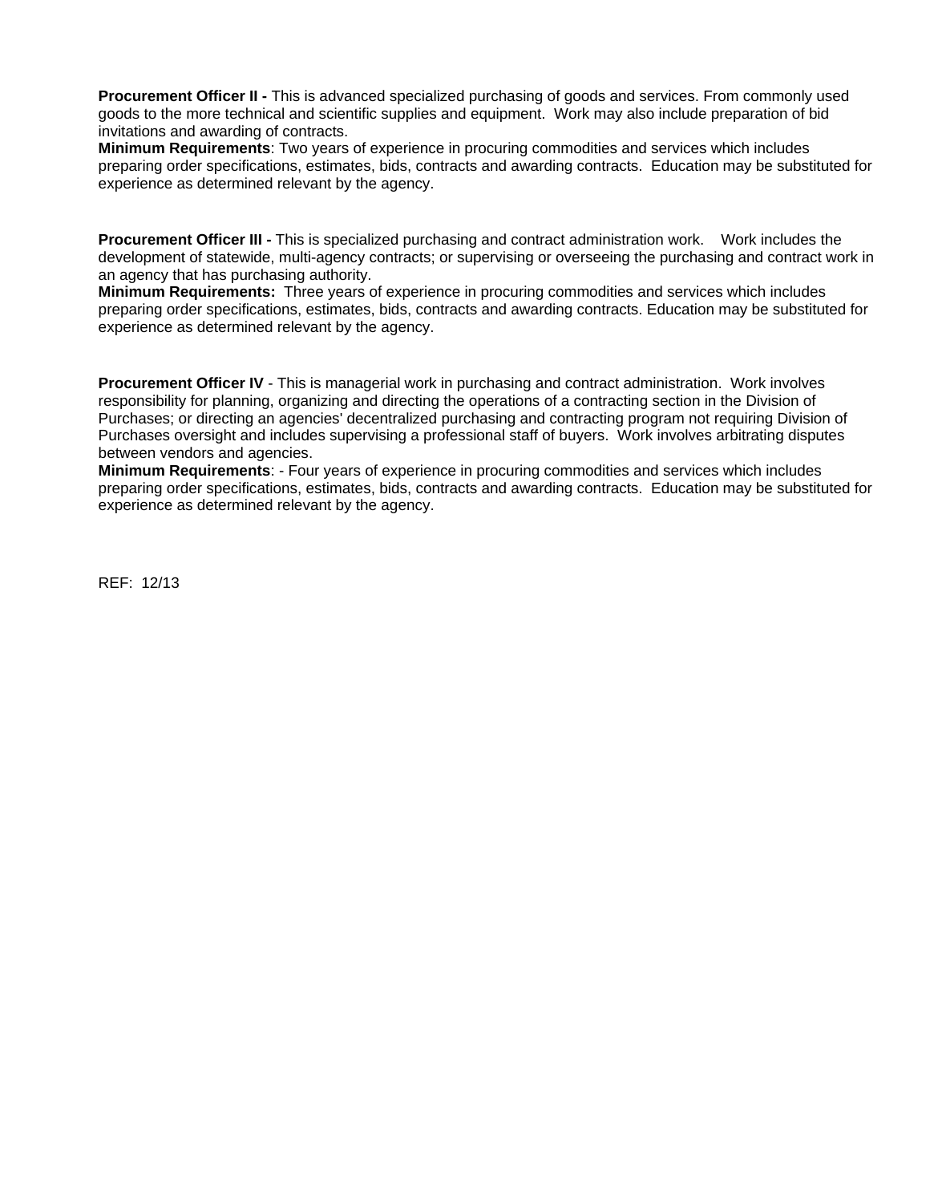**Procurement Officer II -** This is advanced specialized purchasing of goods and services. From commonly used goods to the more technical and scientific supplies and equipment. Work may also include preparation of bid invitations and awarding of contracts.
**Minimum Requirements**: Two years of experience in procuring commodities and services which includes preparing order specifications, estimates, bids, contracts and awarding contracts. Education may be substituted for experience as determined relevant by the agency.

**Procurement Officer III -** This is specialized purchasing and contract administration work. Work includes the development of statewide, multi-agency contracts; or supervising or overseeing the purchasing and contract work in an agency that has purchasing authority.
**Minimum Requirements:** Three years of experience in procuring commodities and services which includes preparing order specifications, estimates, bids, contracts and awarding contracts. Education may be substituted for experience as determined relevant by the agency.

**Procurement Officer IV** - This is managerial work in purchasing and contract administration. Work involves responsibility for planning, organizing and directing the operations of a contracting section in the Division of Purchases; or directing an agencies' decentralized purchasing and contracting program not requiring Division of Purchases oversight and includes supervising a professional staff of buyers. Work involves arbitrating disputes between vendors and agencies.
**Minimum Requirements**: - Four years of experience in procuring commodities and services which includes preparing order specifications, estimates, bids, contracts and awarding contracts. Education may be substituted for experience as determined relevant by the agency.

REF: 12/13